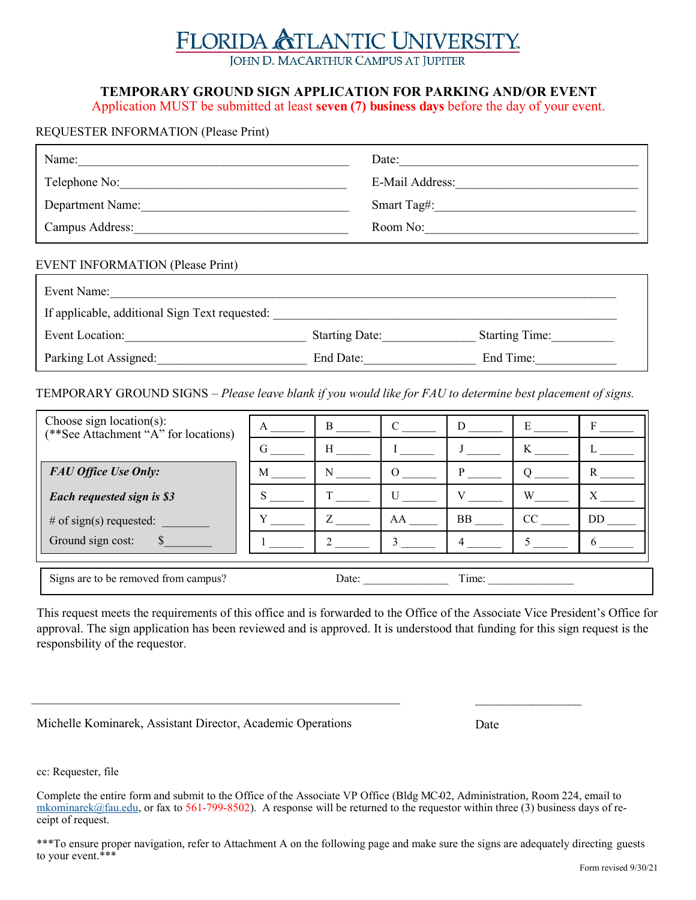# FLORIDA ATLANTIC UNIVERSITY
JOHN D. MACARTHUR CAMPUS AT JUPITER

## TEMPORARY GROUND SIGN APPLICATION FOR PARKING AND/OR EVENT

Application MUST be submitted at least **seven (7) business days** before the day of your event.

REQUESTER INFORMATION (Please Print)

| | |
|---|---|
| Name:____________________ | Date:____________________ |
| Telephone No:____________________ | E-Mail Address:____________________ |
| Department Name:____________________ | Smart Tag#:____________________ |
| Campus Address:____________________ | Room No:____________________ |

EVENT INFORMATION (Please Print)

Event Name:____________________________________________

If applicable, additional Sign Text requested: ______________________________

| | | |
|---|---|---|
| Event Location:____________________ | Starting Date:______________ | Starting Time:_________ |
| Parking Lot Assigned:____________________ | End Date:______________ | End Time:_________ |

TEMPORARY GROUND SIGNS – *Please leave blank if you would like for FAU to determine best placement of signs.*

| Choose sign location(s): (**See Attachment "A" for locations) | | | | | | |
|---|---|---|---|---|---|---|
| | A ______ | B ______ | C ______ | D ______ | E ______ | F ______ |
| | G ______ | H ______ | I ______ | J ______ | K ______ | L ______ |
| ***FAU Office Use Only:*** | M ______ | N ______ | O ______ | P ______ | Q ______ | R ______ |
| ***Each requested sign is $3*** | S ______ | T ______ | U ______ | V ______ | W______ | X ______ |
| # of sign(s) requested: ________ | Y ______ | Z ______ | AA _____ | BB _____ | CC _____ | DD _____ |
| Ground sign cost: $________ | 1 ______ | 2 ______ | 3 ______ | 4 ______ | 5 ______ | 6 ______ |

| | | |
|---|---|---|
| Signs are to be removed from campus? | Date: ______________ | Time: ______________ |

This request meets the requirements of this office and is forwarded to the Office of the Associate Vice President's Office for approval. The sign application has been reviewed and is approved. It is understood that funding for this sign request is the responsbility of the requestor.

______________________________________________ &nbsp;&nbsp;&nbsp;&nbsp; _________________

Michelle Kominarek, Assistant Director, Academic Operations &nbsp;&nbsp;&nbsp;&nbsp; Date

cc: Requester, file

Complete the entire form and submit to the Office of the Associate VP Office (Bldg MC-02, Administration, Room 224, email to mkominarek@fau.edu, or fax to 561-799-8502). A response will be returned to the requestor within three (3) business days of receipt of request.

***To ensure proper navigation, refer to Attachment A on the following page and make sure the signs are adequately directing guests to your event.***

Form revised 9/30/21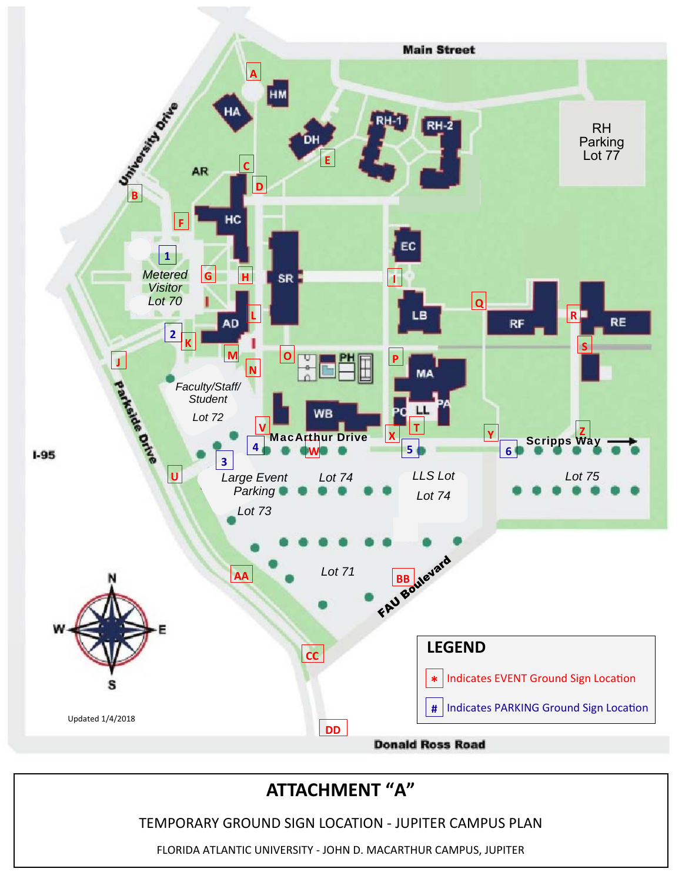Main Street

RH Parking Lot 77

University Drive

Parkside Drive

I-95

MacArthur Drive

Scripps Way

FAU Boulevard

Donald Ross Road

HA HM DH RH-1 RH-2 AR HC EC SR LB RF RE AD PH MA WB PC LL PA

*Metered Visitor Lot 70*

*Faculty/Staff/ Student Lot 72*

*Large Event Parking Lot 73*

*Lot 74*

*LLS Lot Lot 74*

*Lot 75*

*Lot 71*

A B C D E F G H I J K L M N O P Q R S T U V W X Y Z AA BB CC DD

1 2 3 4 5 6

N E S W

Updated 1/4/2018

**LEGEND**

* Indicates EVENT Ground Sign Location

# Indicates PARKING Ground Sign Location

# ATTACHMENT "A"

TEMPORARY GROUND SIGN LOCATION - JUPITER CAMPUS PLAN

FLORIDA ATLANTIC UNIVERSITY - JOHN D. MACARTHUR CAMPUS, JUPITER